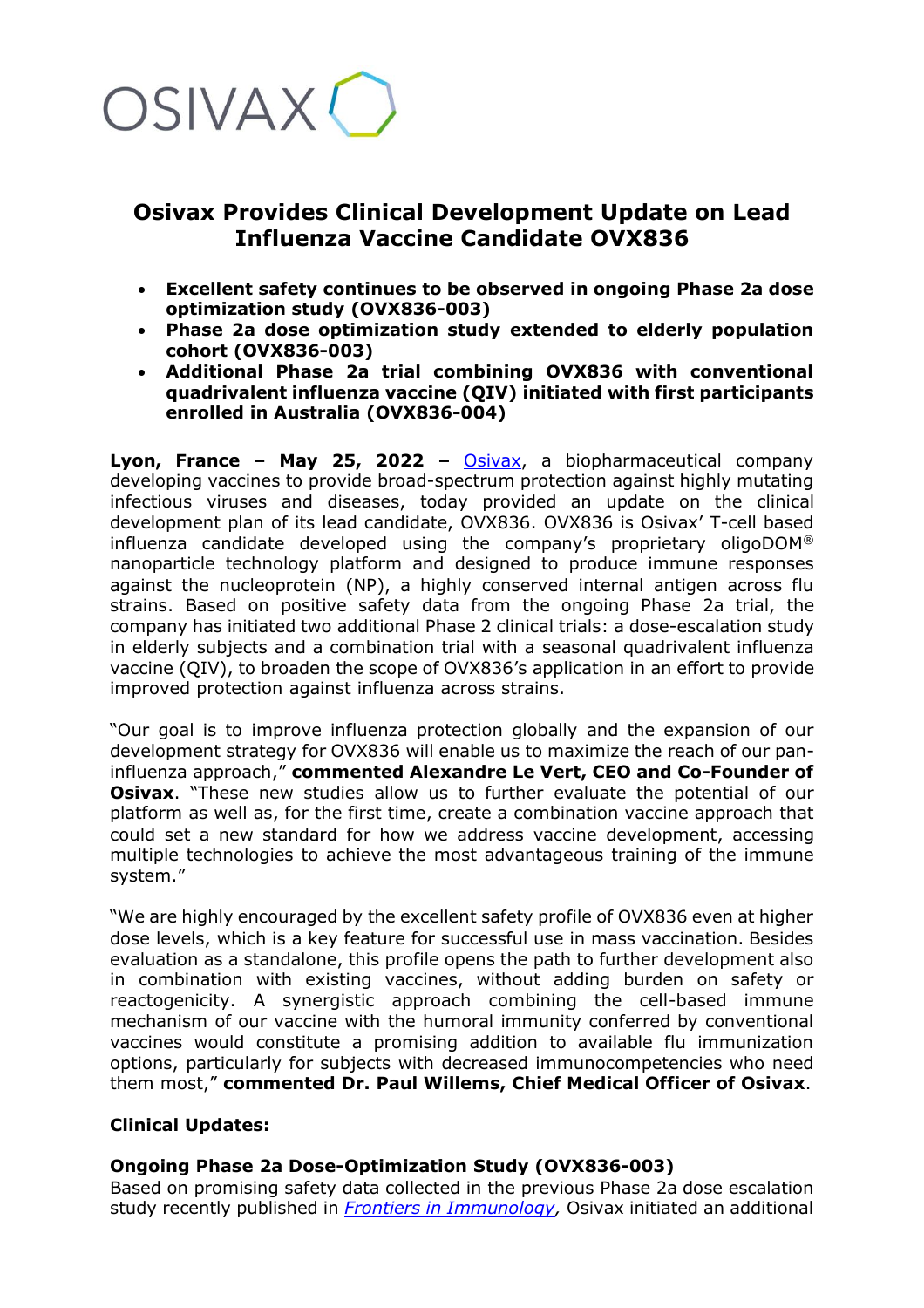OSIVAX

# Osivax Provides Clinical Development Update on Lead Influenza Vaccine Candidate OVX836

- **Excellent safety continues to be observed in ongoing Phase 2a dose optimization study (OVX836-003)**
- **Phase 2a dose optimization study extended to elderly population cohort (OVX836-003)**
- **Additional Phase 2a trial combining OVX836 with conventional quadrivalent influenza vaccine (QIV) initiated with first participants enrolled in Australia (OVX836-004)**

**Lyon, France – May 25, 2022 –** Osivax, a biopharmaceutical company developing vaccines to provide broad-spectrum protection against highly mutating infectious viruses and diseases, today provided an update on the clinical development plan of its lead candidate, OVX836. OVX836 is Osivax' T-cell based influenza candidate developed using the company's proprietary oligoDOM® nanoparticle technology platform and designed to produce immune responses against the nucleoprotein (NP), a highly conserved internal antigen across flu strains. Based on positive safety data from the ongoing Phase 2a trial, the company has initiated two additional Phase 2 clinical trials: a dose-escalation study in elderly subjects and a combination trial with a seasonal quadrivalent influenza vaccine (QIV), to broaden the scope of OVX836's application in an effort to provide improved protection against influenza across strains.

"Our goal is to improve influenza protection globally and the expansion of our development strategy for OVX836 will enable us to maximize the reach of our pan-influenza approach," **commented Alexandre Le Vert, CEO and Co-Founder of Osivax**. "These new studies allow us to further evaluate the potential of our platform as well as, for the first time, create a combination vaccine approach that could set a new standard for how we address vaccine development, accessing multiple technologies to achieve the most advantageous training of the immune system."

"We are highly encouraged by the excellent safety profile of OVX836 even at higher dose levels, which is a key feature for successful use in mass vaccination. Besides evaluation as a standalone, this profile opens the path to further development also in combination with existing vaccines, without adding burden on safety or reactogenicity. A synergistic approach combining the cell-based immune mechanism of our vaccine with the humoral immunity conferred by conventional vaccines would constitute a promising addition to available flu immunization options, particularly for subjects with decreased immunocompetencies who need them most," **commented Dr. Paul Willems, Chief Medical Officer of Osivax**.

**Clinical Updates:**

**Ongoing Phase 2a Dose-Optimization Study (OVX836-003)**

Based on promising safety data collected in the previous Phase 2a dose escalation study recently published in *Frontiers in Immunology*, Osivax initiated an additional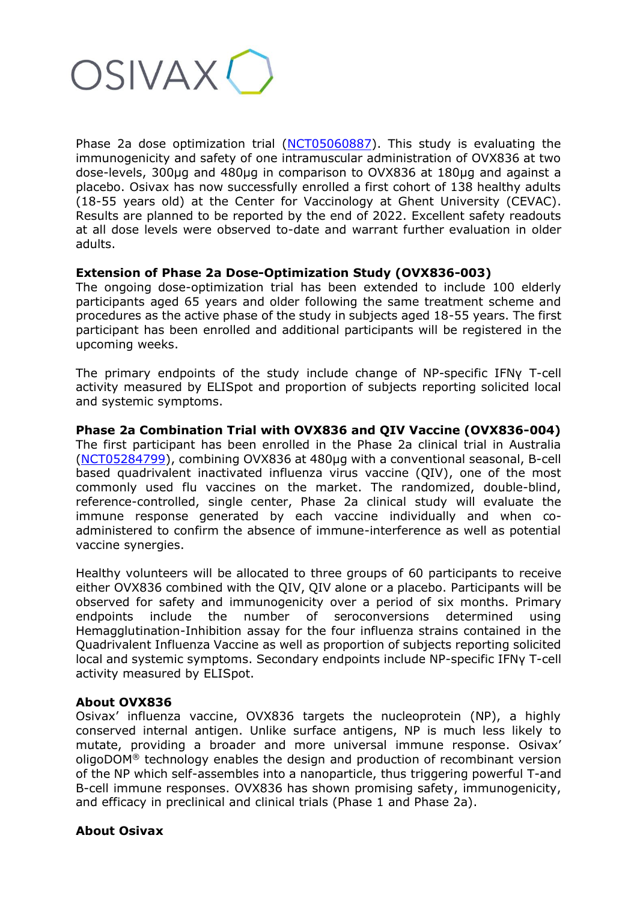Phase 2a dose optimization trial ([NCT05060887](https://clinicaltrials.gov/ct2/show/NCT05060887)). This study is evaluating the immunogenicity and safety of one intramuscular administration of OVX836 at two dose-levels, 300µg and 480µg in comparison to OVX836 at 180µg and against a placebo. Osivax has now successfully enrolled a first cohort of 138 healthy adults (18-55 years old) at the Center for Vaccinology at Ghent University (CEVAC). Results are planned to be reported by the end of 2022. Excellent safety readouts at all dose levels were observed to-date and warrant further evaluation in older adults.

**Extension of Phase 2a Dose-Optimization Study (OVX836-003)**
The ongoing dose-optimization trial has been extended to include 100 elderly participants aged 65 years and older following the same treatment scheme and procedures as the active phase of the study in subjects aged 18-55 years. The first participant has been enrolled and additional participants will be registered in the upcoming weeks.

The primary endpoints of the study include change of NP-specific IFNγ T-cell activity measured by ELISpot and proportion of subjects reporting solicited local and systemic symptoms.

**Phase 2a Combination Trial with OVX836 and QIV Vaccine (OVX836-004)**
The first participant has been enrolled in the Phase 2a clinical trial in Australia ([NCT05284799](https://clinicaltrials.gov/ct2/show/NCT05284799)), combining OVX836 at 480µg with a conventional seasonal, B-cell based quadrivalent inactivated influenza virus vaccine (QIV), one of the most commonly used flu vaccines on the market. The randomized, double-blind, reference-controlled, single center, Phase 2a clinical study will evaluate the immune response generated by each vaccine individually and when co-administered to confirm the absence of immune-interference as well as potential vaccine synergies.

Healthy volunteers will be allocated to three groups of 60 participants to receive either OVX836 combined with the QIV, QIV alone or a placebo. Participants will be observed for safety and immunogenicity over a period of six months. Primary endpoints include the number of seroconversions determined using Hemagglutination-Inhibition assay for the four influenza strains contained in the Quadrivalent Influenza Vaccine as well as proportion of subjects reporting solicited local and systemic symptoms. Secondary endpoints include NP-specific IFNγ T-cell activity measured by ELISpot.

**About OVX836**
Osivax' influenza vaccine, OVX836 targets the nucleoprotein (NP), a highly conserved internal antigen. Unlike surface antigens, NP is much less likely to mutate, providing a broader and more universal immune response. Osivax' oligoDOM® technology enables the design and production of recombinant version of the NP which self-assembles into a nanoparticle, thus triggering powerful T-and B-cell immune responses. OVX836 has shown promising safety, immunogenicity, and efficacy in preclinical and clinical trials (Phase 1 and Phase 2a).

**About Osivax**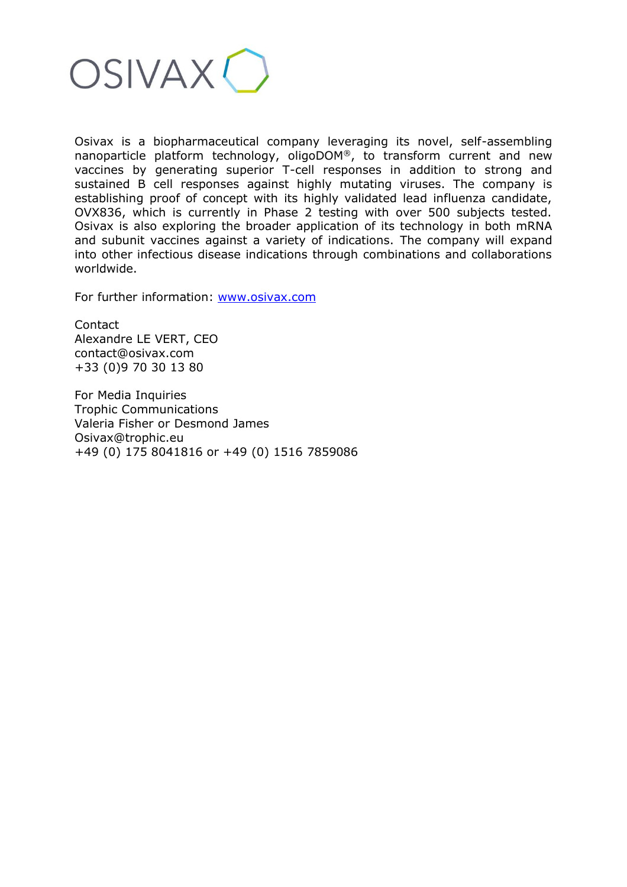OSIVAX

Osivax is a biopharmaceutical company leveraging its novel, self-assembling nanoparticle platform technology, oligoDOM®, to transform current and new vaccines by generating superior T-cell responses in addition to strong and sustained B cell responses against highly mutating viruses. The company is establishing proof of concept with its highly validated lead influenza candidate, OVX836, which is currently in Phase 2 testing with over 500 subjects tested. Osivax is also exploring the broader application of its technology in both mRNA and subunit vaccines against a variety of indications. The company will expand into other infectious disease indications through combinations and collaborations worldwide.

For further information: [www.osivax.com](http://www.osivax.com)

Contact
Alexandre LE VERT, CEO
contact@osivax.com
+33 (0)9 70 30 13 80

For Media Inquiries
Trophic Communications
Valeria Fisher or Desmond James
Osivax@trophic.eu
+49 (0) 175 8041816 or +49 (0) 1516 7859086